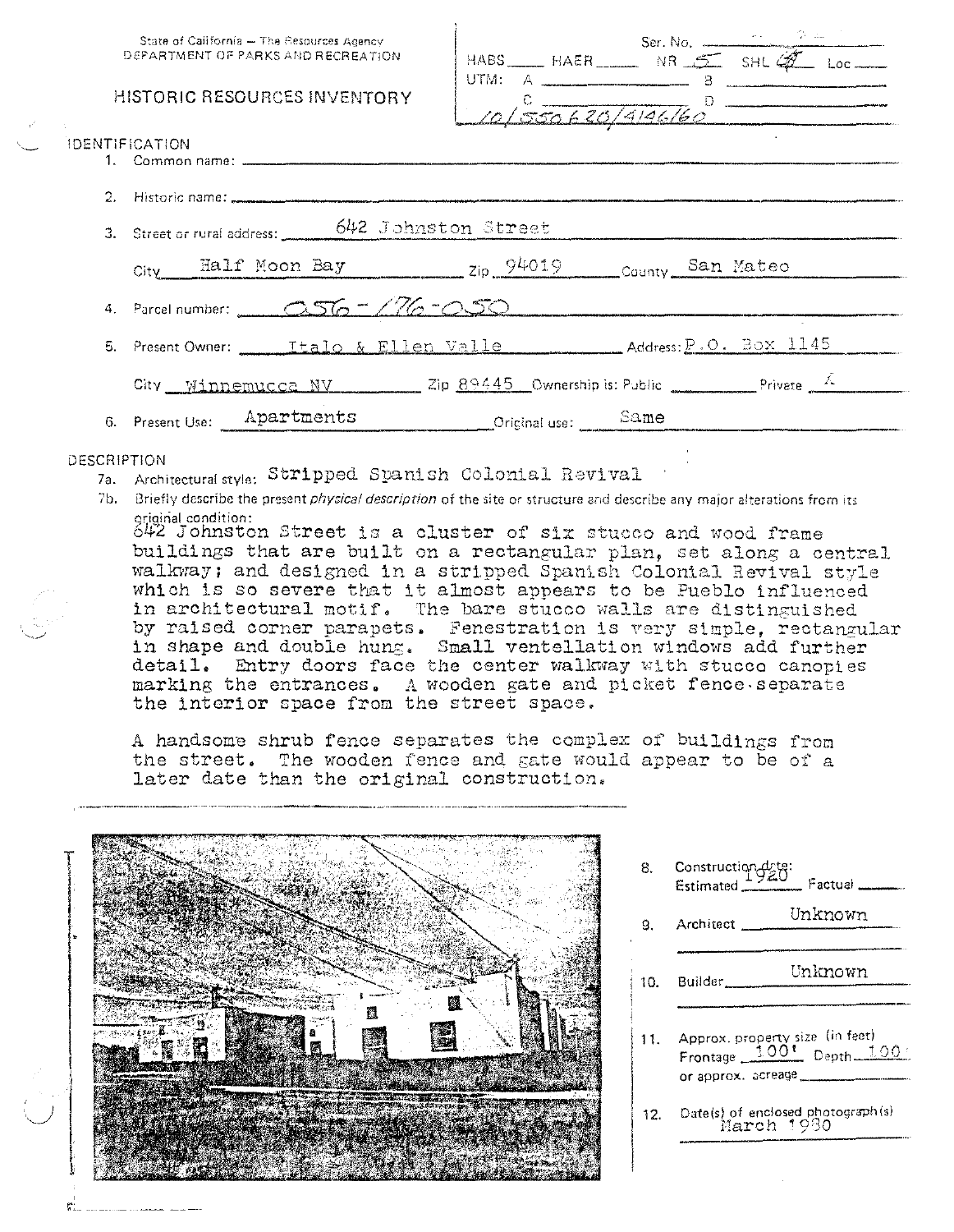State of California — The Resources Agency
DEPARTMENT OF PARKS AND RECREATION

# HISTORIC RESOURCES INVENTORY

Ser. No. ______
HABS ____ HAER ____ NR 5 SHL ____ Loc ____
UTM: A ______ B ______
C ______ D ______
10/550620/4146160

## IDENTIFICATION

1. Common name: ______
2. Historic name: ______
3. Street or rural address: 642 Johnston Street

   City Half Moon Bay Zip 94019 County San Mateo
4. Parcel number: 056-176-050
5. Present Owner: Italo & Ellen Valle Address: P.O. Box 1145

   City Winnemucca NV Zip 89445 Ownership is: Public ______ Private X
6. Present Use: Apartments Original use: Same

## DESCRIPTION

7a. Architectural style: Stripped Spanish Colonial Revival

7b. Briefly describe the present *physical description* of the site or structure and describe any major alterations from its original condition:

642 Johnston Street is a cluster of six stucco and wood frame buildings that are built on a rectangular plan, set along a central walkway; and designed in a stripped Spanish Colonial Revival style which is so severe that it almost appears to be Pueblo influenced in architectural motif. The bare stucco walls are distinguished by raised corner parapets. Fenestration is very simple, rectangular in shape and double hung. Small ventellation windows add further detail. Entry doors face the center walkway with stucco canopies marking the entrances. A wooden gate and picket fence separate the interior space from the street space.

A handsome shrub fence separates the complex of buildings from the street. The wooden fence and gate would appear to be of a later date than the original construction.

8. Construction date: Estimated 1920 Factual ______
9. Architect Unknown
10. Builder Unknown
11. Approx. property size (in feet) Frontage 100' Depth 100' or approx. acreage ______
12. Date(s) of enclosed photograph(s) March 1980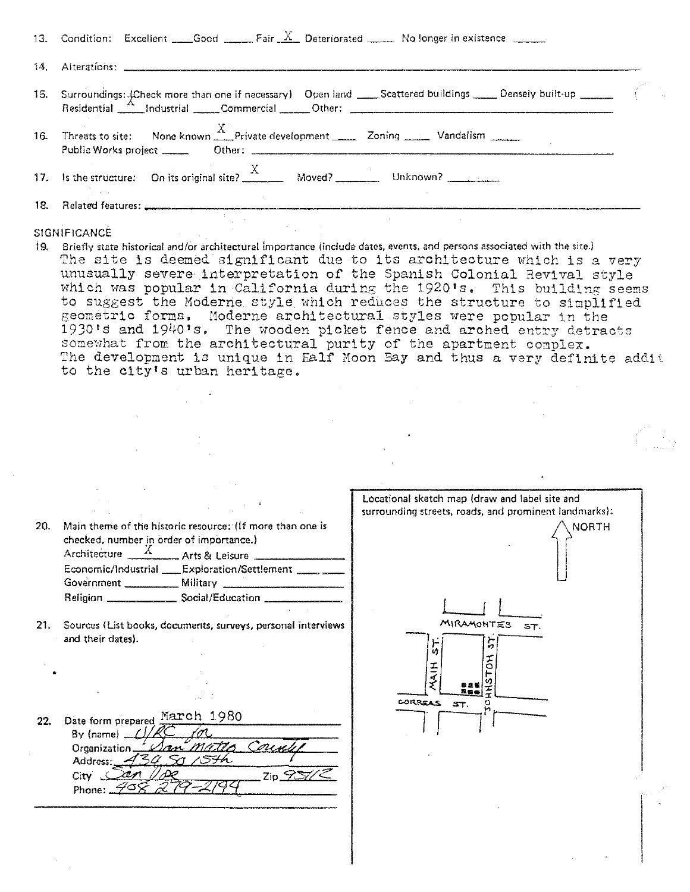13. Condition: Excellent ____ Good ____ Fair X Deteriorated ____ No longer in existence ____

14. Alterations: ____

15. Surroundings: (Check more than one if necessary) Open land ____ Scattered buildings ____ Densely built-up ____ Residential X Industrial ____ Commercial ____ Other: ____

16. Threats to site: None known X Private development ____ Zoning ____ Vandalism ____ Public Works project ____ Other: ____

17. Is the structure: On its original site? X Moved? ____ Unknown? ____

18. Related features: ____

SIGNIFICANCE

19. Briefly state historical and/or architectural importance (include dates, events, and persons associated with the site.)

The site is deemed significant due to its architecture which is a very unusually severe interpretation of the Spanish Colonial Revival style which was popular in California during the 1920's. This building seems to suggest the Moderne style which reduces the structure to simplified geometric forms. Moderne architectural styles were popular in the 1930's and 1940's. The wooden picket fence and arched entry detracts somewhat from the architectural purity of the apartment complex. The development is unique in Half Moon Bay and thus a very definite addit to the city's urban heritage.

20. Main theme of the historic resource: (If more than one is checked, number in order of importance.)

Architecture X Arts & Leisure ____
Economic/Industrial ____ Exploration/Settlement ____
Government ____ Military ____
Religion ____ Social/Education ____

21. Sources (List books, documents, surveys, personal interviews and their dates).

22. Date form prepared March 1980
By (name) URC for
Organization San Mateo County
Address: 434 So 15th
City San Jose Zip 95112
Phone: 408 279-2194

Locational sketch map (draw and label site and surrounding streets, roads, and prominent landmarks):

NORTH

MIRAMONTES ST.
MAIN ST.
JOHNSTON ST.
CORREAS ST.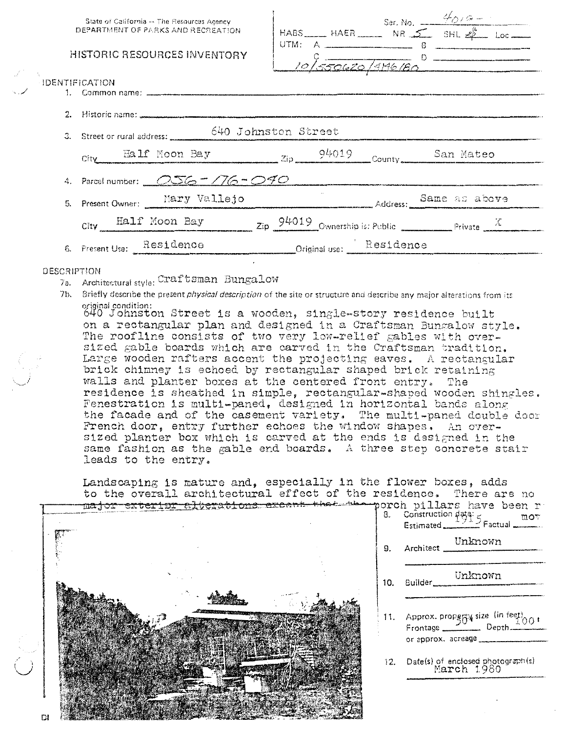State of California — The Resources Agency
DEPARTMENT OF PARKS AND RECREATION

# HISTORIC RESOURCES INVENTORY

Ser. No. 4010-

HABS ____ HAER ____ NR 5 SHL ____ Loc ____

UTM: A ____________ B ____________
C ____________ D ____________
10/550620/4146180

## IDENTIFICATION

1. Common name: ____________
2. Historic name: ____________
3. Street or rural address: 640 Johnston Street
   City Half Moon Bay Zip 94019 County San Mateo
4. Parcel number: 056-176-040
5. Present Owner: Mary Vallejo Address: Same as above
   City Half Moon Bay Zip 94019 Ownership is: Public ____ Private X
6. Present Use: Residence Original use: Residence

## DESCRIPTION

7a. Architectural style: Craftsman Bungalow

7b. Briefly describe the present *physical description* of the site or structure and describe any major alterations from its original condition:

640 Johnston Street is a wooden, single-story residence built on a rectangular plan and designed in a Craftsman Bungalow style. The roofline consists of two very low-relief gables with oversized gable boards which are carved in the Craftsman tradition. Large wooden rafters accent the projecting eaves. A rectangular brick chimney is echoed by rectangular shaped brick retaining walls and planter boxes at the centered front entry. The residence is sheathed in simple, rectangular-shaped wooden shingles. Fenestration is multi-paned, designed in horizontal bands along the facade and of the casement variety. The multi-paned double door French door, entry further echoes the window shapes. An oversized planter box which is carved at the ends is designed in the same fashion as the gable end boards. A three step concrete stair leads to the entry.

Landscaping is mature and, especially in the flower boxes, adds to the overall architectural effect of the residence. There are no ~~major exterior alterations except that the~~ porch pillars have been r

8. Construction date: Estimated 1915 Factual ____ mov
9. Architect Unknown
10. Builder Unknown
11. Approx. property size (in feet) Frontage 50' Depth 100' or approx. acreage ____
12. Date(s) of enclosed photograph(s) March 1980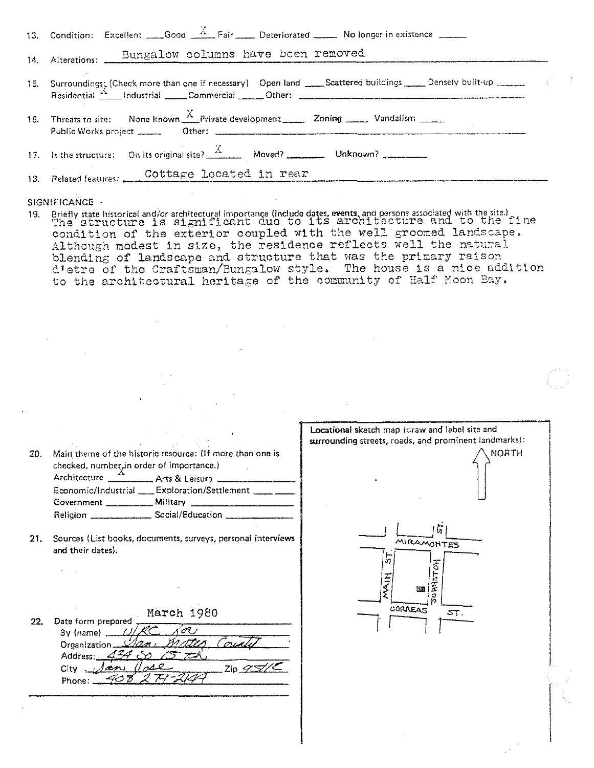13. Condition: Excellent ____ Good X Fair ____ Deteriorated ____ No longer in existence ____

14. Alterations: Bungalow columns have been removed

15. Surroundings: (Check more than one if necessary) Open land ____ Scattered buildings ____ Densely built-up ____
Residential X Industrial ____ Commercial ____ Other: ____

16. Threats to site: None known X Private development ____ Zoning ____ Vandalism ____
Public Works project ____ Other: ____

17. Is the structure: On its original site? X Moved? ____ Unknown? ____

18. Related features: Cottage located in rear

SIGNIFICANCE

19. Briefly state historical and/or architectural importance (include dates, events, and persons associated with the site.)
The structure is significant due to its architecture and to the fine condition of the exterior coupled with the well groomed landscape. Although modest in size, the residence reflects well the natural blending of landscape and structure that was the primary raison d'etre of the Craftsman/Bungalow style. The house is a nice addition to the architectural heritage of the community of Half Moon Bay.

20. Main theme of the historic resource: (If more than one is checked, number in order of importance.)
Architecture X Arts & Leisure ____
Economic/Industrial ____ Exploration/Settlement ____
Government ____ Military ____
Religion ____ Social/Education ____

21. Sources (List books, documents, surveys, personal interviews and their dates).

22. Date form prepared March 1980
By (name) URC Sou
Organization San Mateo County
Address: 434 So. 15 Th
City San Jose Zip 9512
Phone: 408 279-2144

Locational sketch map (draw and label site and surrounding streets, roads, and prominent landmarks):

NORTH

MIRAMONTES ST.
MAIN ST.
JOHNSTON ST.
CORREAS ST.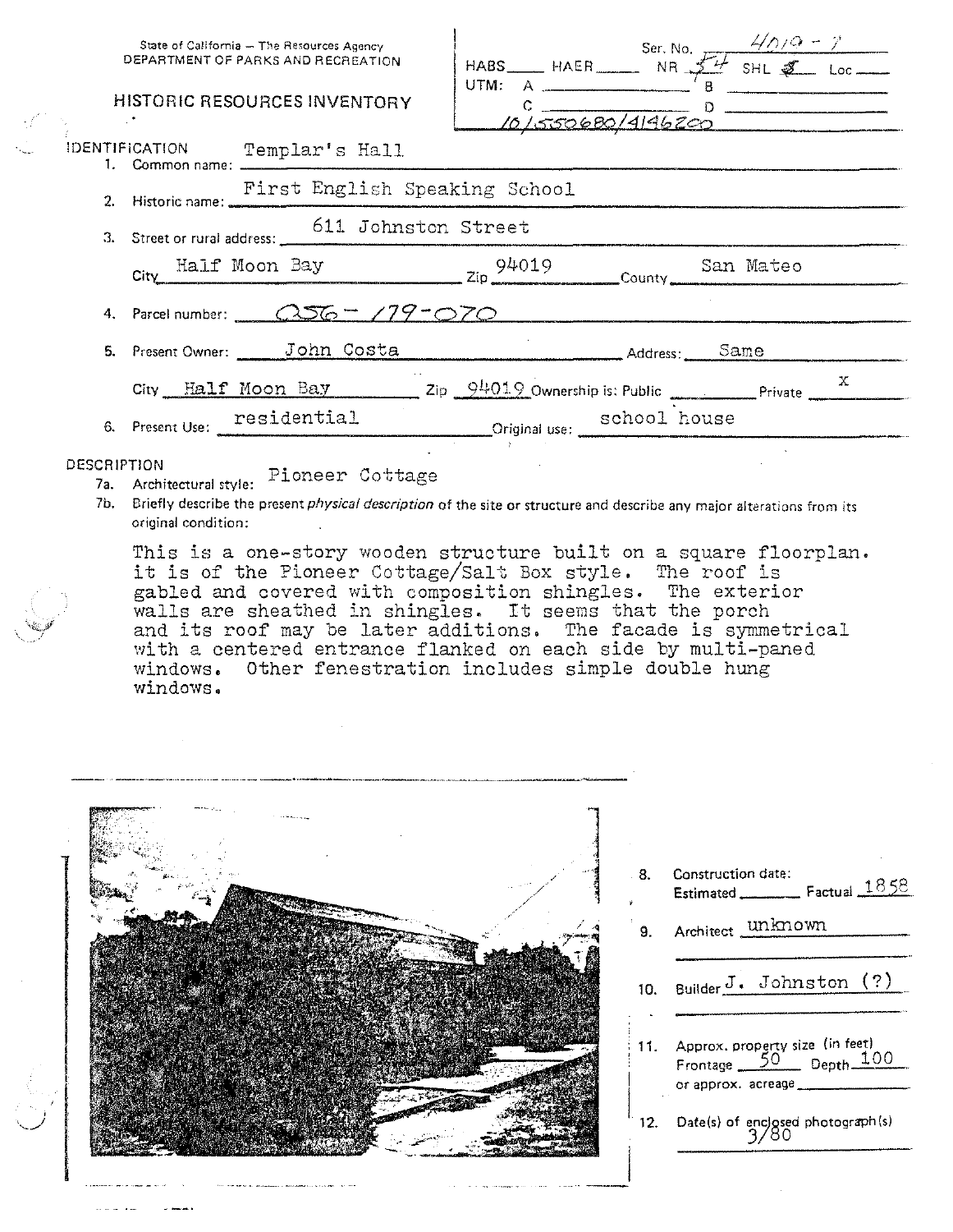State of California — The Resources Agency
DEPARTMENT OF PARKS AND RECREATION

# HISTORIC RESOURCES INVENTORY

Ser. No. 4019-7

HABS ____ HAER ____ NR 5A SHL 5 Loc ____

UTM: A ____ B ____
C ____ D ____
10/550680/4146200

## IDENTIFICATION

1. Common name: Templar's Hall
2. Historic name: First English Speaking School
3. Street or rural address: 611 Johnston Street

   City Half Moon Bay Zip 94019 County San Mateo

4. Parcel number: 056-179-070
5. Present Owner: John Costa Address: Same

   City Half Moon Bay Zip 94019 Ownership is: Public ____ Private x

6. Present Use: residential Original use: school house

## DESCRIPTION

7a. Architectural style: Pioneer Cottage

7b. Briefly describe the present *physical description* of the site or structure and describe any major alterations from its original condition:

This is a one-story wooden structure built on a square floorplan. it is of the Pioneer Cottage/Salt Box style. The roof is gabled and covered with composition shingles. The exterior walls are sheathed in shingles. It seems that the porch and its roof may be later additions. The facade is symmetrical with a centered entrance flanked on each side by multi-paned windows. Other fenestration includes simple double hung windows.

8. Construction date: Estimated ____ Factual 1858
9. Architect unknown
10. Builder J. Johnston (?)
11. Approx. property size (in feet) Frontage 50 Depth 100 or approx. acreage ____
12. Date(s) of enclosed photograph(s) 3/80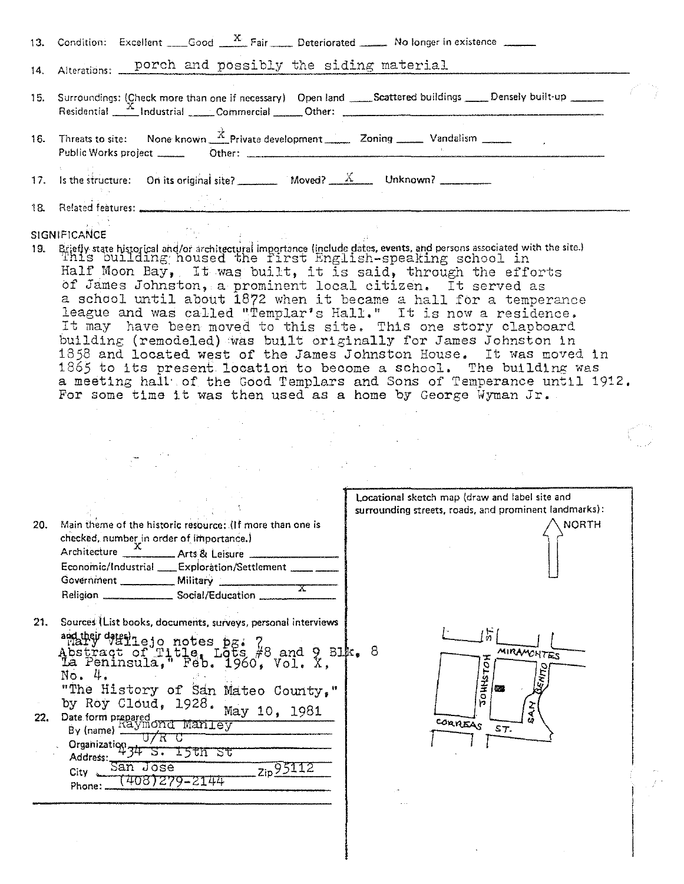13. Condition: Excellent ____ Good __X__ Fair ____ Deteriorated ____ No longer in existence ____

14. Alterations: porch and possibly the siding material

15. Surroundings: (Check more than one if necessary) Open land ____ Scattered buildings ____ Densely built-up ____
Residential __X__ Industrial ____ Commercial ____ Other: ____

16. Threats to site: None known __X__ Private development ____ Zoning ____ Vandalism ____
Public Works project ____ Other: ____

17. Is the structure: On its original site? ____ Moved? __X__ Unknown? ____

18. Related features: ____

## SIGNIFICANCE

19. Briefly state historical and/or architectural importance (include dates, events, and persons associated with the site.)

This building housed the first English-speaking school in Half Moon Bay, It was built, it is said, through the efforts of James Johnston, a prominent local citizen. It served as a school until about 1872 when it became a hall for a temperance league and was called "Templar's Hall." It is now a residence. It may have been moved to this site. This one story clapboard building (remodeled) was built originally for James Johnston in 1858 and located west of the James Johnston House. It was moved in 1865 to its present location to become a school. The building was a meeting hall of the Good Templars and Sons of Temperance until 1912. For some time it was then used as a home by George Wyman Jr.

20. Main theme of the historic resource: (If more than one is checked, number in order of importance.)
Architecture __X__ Arts & Leisure ____
Economic/Industrial ____ Exploration/Settlement ____
Government ____ Military ____
Religion ____ Social/Education __X__

21. Sources (List books, documents, surveys, personal interviews and their dates).
Mary Vallejo notes pg. 7
Abstract of Title, Lots #8 and 9 Blk. 8
"La Peninsula," Feb. 1960, Vol. X, No. 4.
"The History of San Mateo County," by Roy Cloud, 1928.

22. Date form prepared May 10, 1981
By (name) Raymond Manley
Organization U/R C
Address: 434 S. 15th St
City San Jose Zip 95112
Phone: (408)279-2144

Locational sketch map (draw and label site and surrounding streets, roads, and prominent landmarks):

NORTH

MIRAMONTES — JOHNSTON ST. — SAN BENITO — CORREAS ST.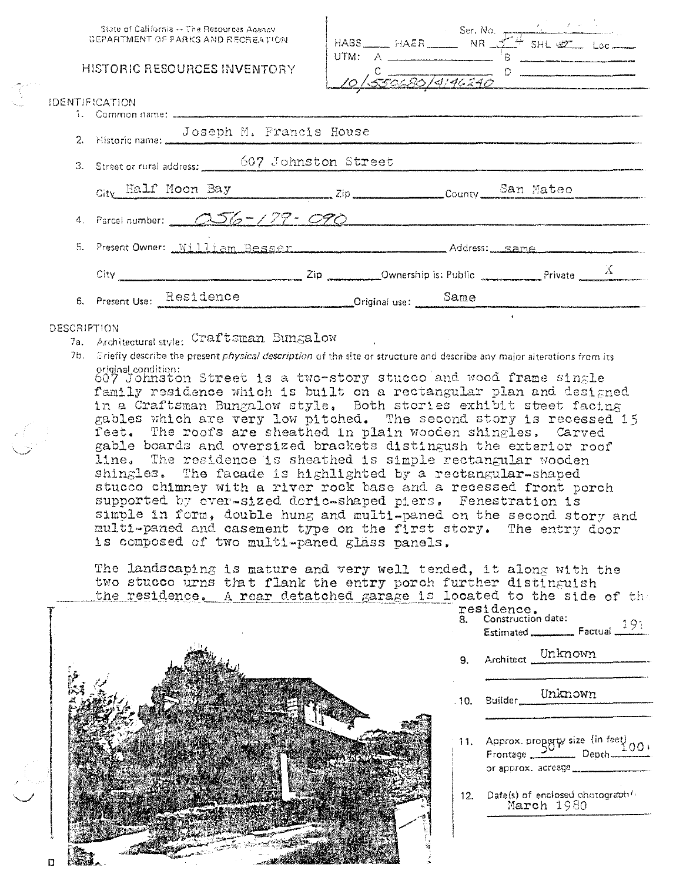State of California — The Resources Agency
DEPARTMENT OF PARKS AND RECREATION

# HISTORIC RESOURCES INVENTORY

Ser. No.
HABS ____ HAER ____ NR 4 SHL ____ Loc ____
UTM: A ____ B ____
C ____ D ____
10/550680/4146240

## IDENTIFICATION

1. Common name:
2. Historic name: Joseph M. Francis House
3. Street or rural address: 607 Johnston Street
   City Half Moon Bay Zip ____ County San Mateo
4. Parcel number: 056-179-090
5. Present Owner: William Besser Address: same
   City ____ Zip ____ Ownership is: Public ____ Private X
6. Present Use: Residence Original use: Same

## DESCRIPTION

7a. Architectural style: Craftsman Bungalow

7b. Briefly describe the present *physical description* of the site or structure and describe any major alterations from its original condition:

607 Johnston Street is a two-story stucco and wood frame single family residence which is built on a rectangular plan and designed in a Craftsman Bungalow style. Both stories exhibit street facing gables which are very low pitched. The second story is recessed 15 feet. The roofs are sheathed in plain wooden shingles. Carved gable boards and oversized brackets distingush the exterior roof line. The residence is sheathed is simple rectangular wooden shingles. The facade is highlighted by a rectangular-shaped stucco chimney with a river rock base and a recessed front porch supported by over-sized doric-shaped piers. Fenestration is simple in form, double hung and multi-paned on the second story and multi-paned and casement type on the first story. The entry door is composed of two multi-paned glass panels.

The landscaping is mature and very well tended, it along with the two stucco urns that flank the entry porch further distinguish the residence. A rear detatched garage is located to the side of the residence.

8. Construction date:
   Estimated ____ Factual 191
9. Architect Unknown
10. Builder Unknown
11. Approx. property size (in feet)
    Frontage 50' Depth 100'
    or approx. acreage ____
12. Date(s) of enclosed photograph(s)
    March 1980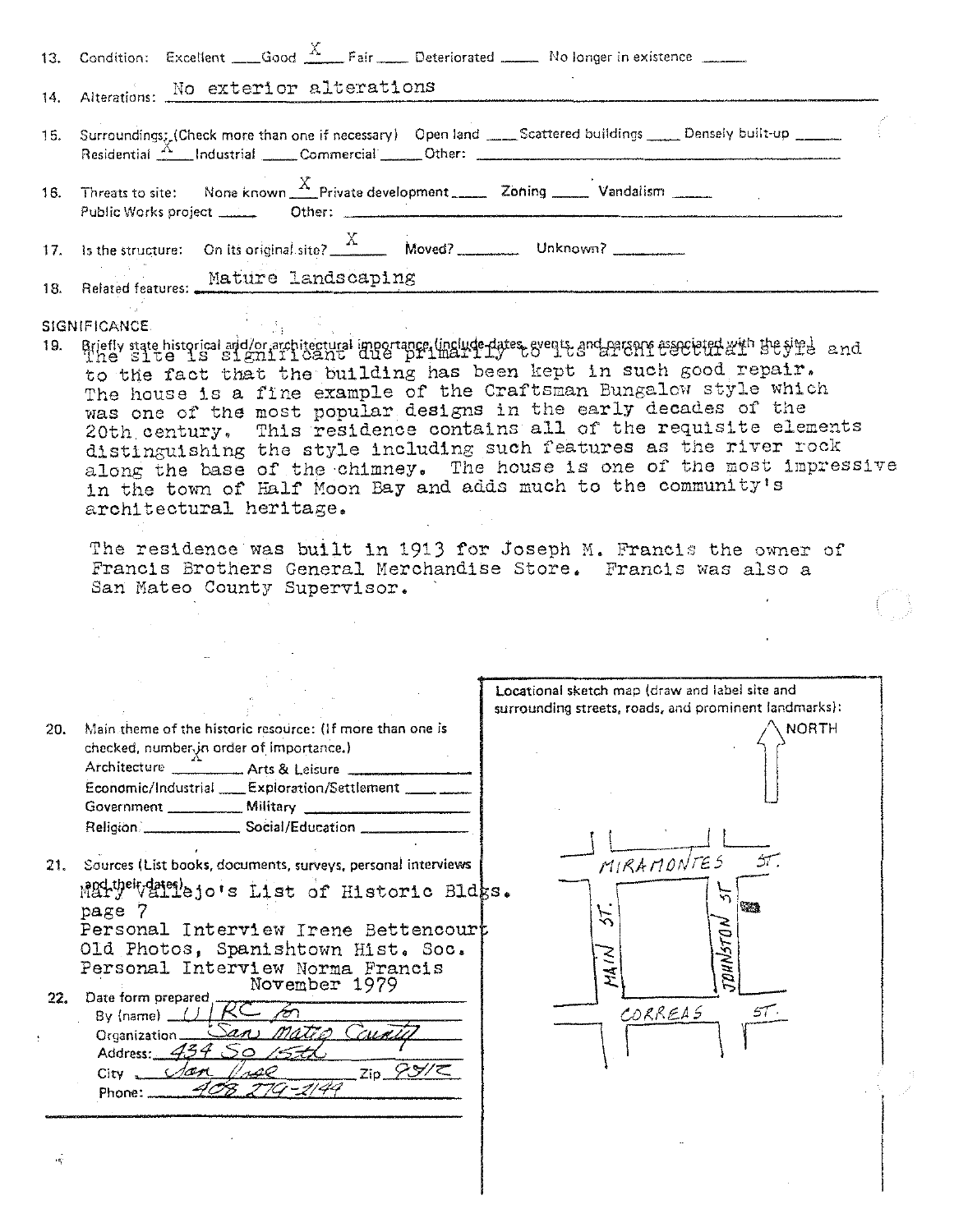13. Condition: Excellent ___ Good X ___ Fair ___ Deteriorated ___ No longer in existence ___

14. Alterations: No exterior alterations

15. Surroundings: (Check more than one if necessary) Open land ___ Scattered buildings ___ Densely built-up ___
Residential X ___ Industrial ___ Commercial ___ Other: ___

16. Threats to site: None known X ___ Private development ___ Zoning ___ Vandalism ___
Public Works project ___ Other: ___

17. Is the structure: On its original site? X ___ Moved? ___ Unknown? ___

18. Related features: Mature landscaping

SIGNIFICANCE

19. Briefly state historical and/or architectural importance (include dates, events, and persons associated with the site.)

The site is significant due primarily to its architectural style and to the fact that the building has been kept in such good repair. The house is a fine example of the Craftsman Bungalow style which was one of the most popular designs in the early decades of the 20th century. This residence contains all of the requisite elements distinguishing the style including such features as the river rock along the base of the chimney. The house is one of the most impressive in the town of Half Moon Bay and adds much to the community's architectural heritage.

The residence was built in 1913 for Joseph M. Francis the owner of Francis Brothers General Merchandise Store. Francis was also a San Mateo County Supervisor.

20. Main theme of the historic resource: (If more than one is checked, number in order of importance.)
Architecture X ___ Arts & Leisure ___
Economic/Industrial ___ Exploration/Settlement ___
Government ___ Military ___
Religion ___ Social/Education ___

21. Sources (List books, documents, surveys, personal interviews and their dates).
Mary Vallejo's List of Historic Bldgs. page 7
Personal Interview Irene Bettencourt
Old Photos, Spanishtown Hist. Soc.
Personal Interview Norma Francis
November 1979

22. Date form prepared ___
By (name) U/RC for
Organization San Mateo County
Address: 434 So 15th
City San Jose Zip 95112
Phone: 408 279-2144

Locational sketch map (draw and label site and surrounding streets, roads, and prominent landmarks):

NORTH

MIRAMONTES ST.
MAIN ST.
JOHNSTON ST
CORREAS ST.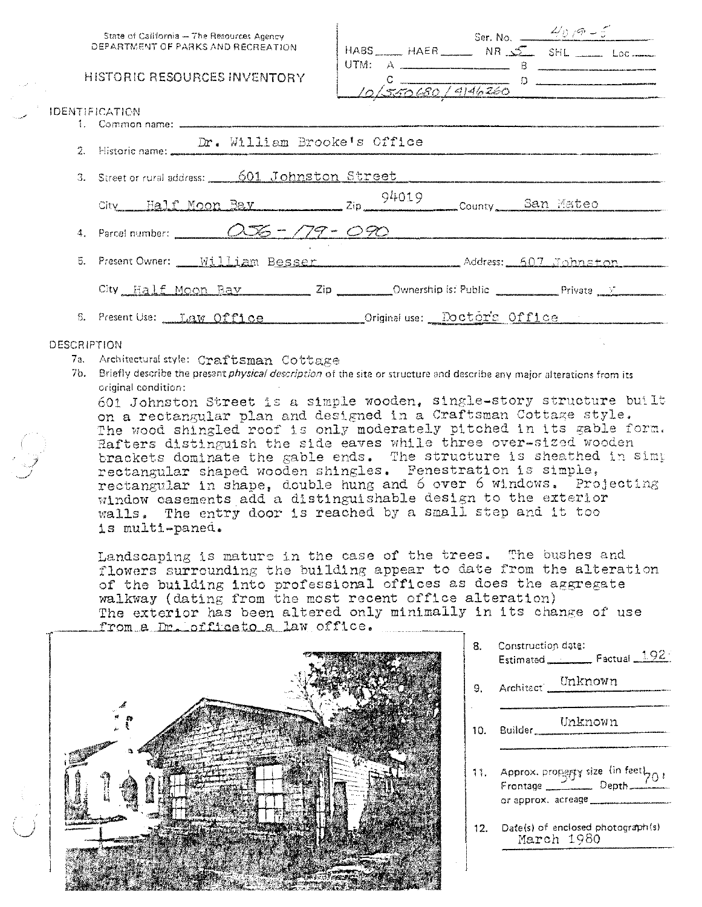State of California — The Resources Agency
DEPARTMENT OF PARKS AND RECREATION

# HISTORIC RESOURCES INVENTORY

Ser. No. 4019-5
HABS ____ HAER ____ NR 5 SHL ____ Loc ____
UTM: A ____ B ____
C ____ D ____
10/550680/4146260

## IDENTIFICATION

1. Common name: 
2. Historic name: Dr. William Brooke's Office
3. Street or rural address: 601 Johnston Street
   City Half Moon Bay Zip 94019 County San Mateo
4. Parcel number: 056-179-090
5. Present Owner: William Besser Address: 607 Johnston
   City Half Moon Bay Zip ____ Ownership is: Public ____ Private X
6. Present Use: Law Office Original use: Doctor's Office

## DESCRIPTION

7a. Architectural style: Craftsman Cottage

7b. Briefly describe the present *physical description* of the site or structure and describe any major alterations from its original condition:

601 Johnston Street is a simple wooden, single-story structure built on a rectangular plan and designed in a Craftsman Cottage style. The wood shingled roof is only moderately pitched in its gable form. Rafters distinguish the side eaves while three over-sized wooden brackets dominate the gable ends. The structure is sheathed in simple rectangular shaped wooden shingles. Fenestration is simple, rectangular in shape, double hung and 6 over 6 windows. Projecting window casements add a distinguishable design to the exterior walls. The entry door is reached by a small step and it too is multi-paned.

Landscaping is mature in the case of the trees. The bushes and flowers surrounding the building appear to date from the alteration of the building into professional offices as does the aggregate walkway (dating from the most recent office alteration)
The exterior has been altered only minimally in its change of use from a Dr. officeto a law office.

8. Construction date:
   Estimated ____ Factual 1921
9. Architect Unknown
10. Builder Unknown
11. Approx. property size (in feet)
    Frontage 50' Depth 70'
    or approx. acreage ____
12. Date(s) of enclosed photograph(s)
    March 1980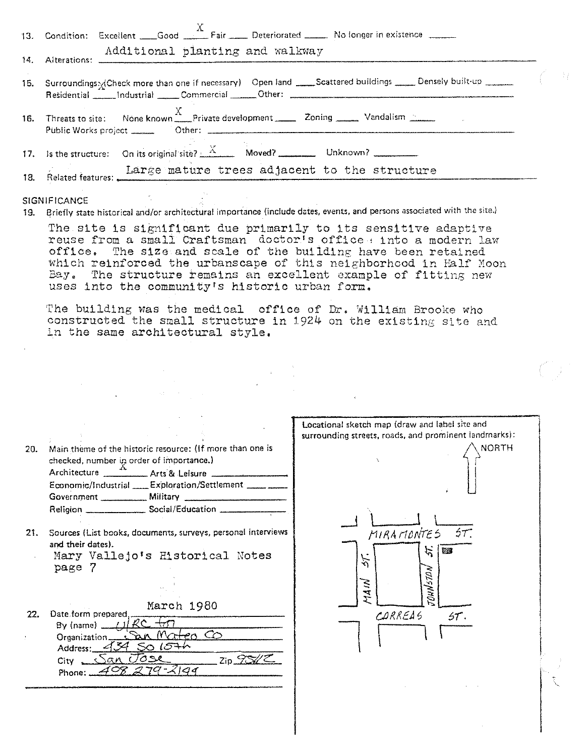13. Condition: Excellent ____ Good __X__ Fair ____ Deteriorated ____ No longer in existence ____

14. Alterations: Additional planting and walkway

15. Surroundings: (Check more than one if necessary) Open land ____ Scattered buildings ____ Densely built-up ____ Residential ____ Industrial ____ Commercial ____ Other: ____

16. Threats to site: None known __X__ Private development ____ Zoning ____ Vandalism ____ Public Works project ____ Other: ____

17. Is the structure: On its original site? __X__ Moved? ____ Unknown? ____

18. Related features: Large mature trees adjacent to the structure

SIGNIFICANCE

19. Briefly state historical and/or architectural importance (include dates, events, and persons associated with the site.)

The site is significant due primarily to its sensitive adaptive reuse from a small Craftsman doctor's office into a modern law office. The size and scale of the building have been retained which reinforced the urbanscape of this neighborhood in Half Moon Bay. The structure remains an excellent example of fitting new uses into the community's historic urban form.

The building was the medical office of Dr. William Brooke who constructed the small structure in 1924 on the existing site and in the same architectural style.

20. Main theme of the historic resource: (If more than one is checked, number in order of importance.)
Architecture __X__ Arts & Leisure ____
Economic/Industrial ____ Exploration/Settlement ____
Government ____ Military ____
Religion ____ Social/Education ____

21. Sources (List books, documents, surveys, personal interviews and their dates).
Mary Vallejo's Historical Notes page 7

22. Date form prepared March 1980
By (name) URC for
Organization San Mateo Co
Address: 434 So 15th
City San Jose Zip 95112
Phone: 408 279-2144

Locational sketch map (draw and label site and surrounding streets, roads, and prominent landmarks):

NORTH

MIRAMONTES ST.
MAIN ST.
JOHNSTON ST.
CORREAS ST.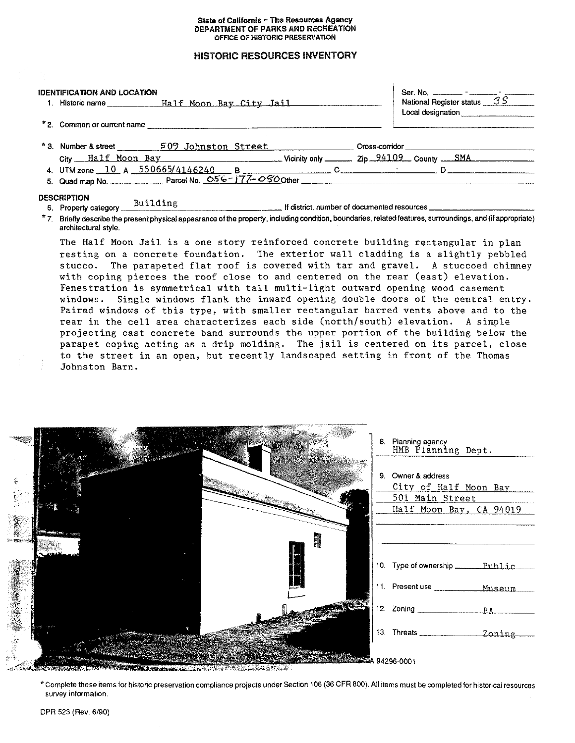State of California – The Resources Agency
DEPARTMENT OF PARKS AND RECREATION
OFFICE OF HISTORIC PRESERVATION

# HISTORIC RESOURCES INVENTORY

Ser. No. ______ - ______ - ______
National Register status 3S
Local designation ______

## IDENTIFICATION AND LOCATION

1. Historic name Half Moon Bay City Jail

\*2. Common or current name ______

\*3. Number & street 509 Johnston Street Cross-corridor ______
City Half Moon Bay Vicinity only ______ Zip 94109 County SMA

4. UTM zone 10 A 550665/4146240 B ______ C ______ D ______

5. Quad map No. ______ Parcel No. 056-177-080 Other ______

## DESCRIPTION

6. Property category Building If district, number of documented resources ______

\*7. Briefly describe the present physical appearance of the property, including condition, boundaries, related features, surroundings, and (if appropriate) architectural style.

The Half Moon Jail is a one story reinforced concrete building rectangular in plan resting on a concrete foundation. The exterior wall cladding is a slightly pebbled stucco. The parapeted flat roof is covered with tar and gravel. A stuccoed chimney with coping pierces the roof close to and centered on the rear (east) elevation. Fenestration is symmetrical with tall multi-light outward opening wood casement windows. Single windows flank the inward opening double doors of the central entry. Paired windows of this type, with smaller rectangular barred vents above and to the rear in the cell area characterizes each side (north/south) elevation. A simple projecting cast concrete band surrounds the upper portion of the building below the parapet coping acting as a drip molding. The jail is centered on its parcel, close to the street in an open, but recently landscaped setting in front of the Thomas Johnston Barn.

8. Planning agency
HMB Planning Dept.

9. Owner & address
City of Half Moon Bay
501 Main Street
Half Moon Bay, CA 94019

10. Type of ownership Public

11. Present use Museum

12. Zoning PA

13. Threats Zoning

A 94296-0001

\* Complete these items for historic preservation compliance projects under Section 106 (36 CFR 800). All items must be completed for historical resources survey information.

DPR 523 (Rev. 6/90)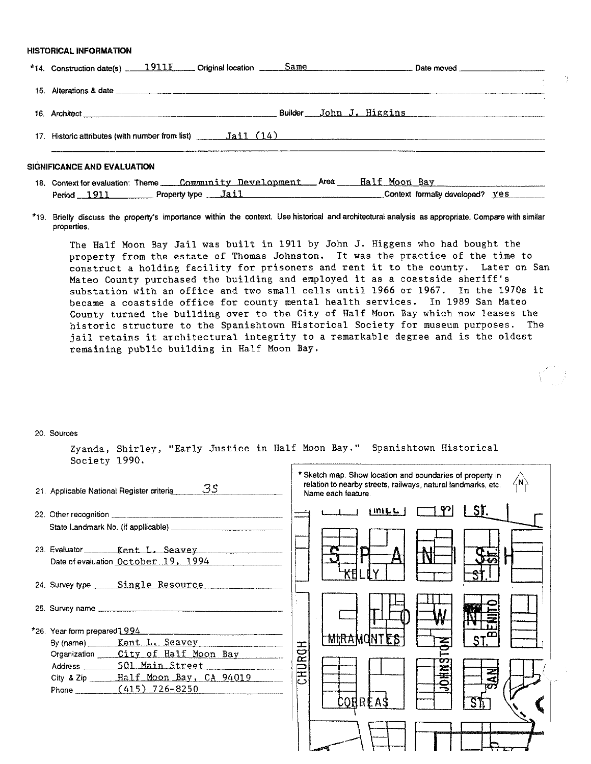## HISTORICAL INFORMATION

*14. Construction date(s) 1911F Original location Same Date moved

15. Alterations & date

16. Architect Builder John J. Higgins

17. Historic attributes (with number from list) Jail (14)

## SIGNIFICANCE AND EVALUATION

18. Context for evaluation: Theme Community Development Area Half Moon Bay
Period 1911 Property type Jail Context formally developed? yes

*19. Briefly discuss the property's importance within the context. Use historical and architectural analysis as appropriate. Compare with similar properties.

The Half Moon Bay Jail was built in 1911 by John J. Higgens who had bought the property from the estate of Thomas Johnston. It was the practice of the time to construct a holding facility for prisoners and rent it to the county. Later on San Mateo County purchased the building and employed it as a coastside sheriff's substation with an office and two small cells until 1966 or 1967. In the 1970s it became a coastside office for county mental health services. In 1989 San Mateo County turned the building over to the City of Half Moon Bay which now leases the historic structure to the Spanishtown Historical Society for museum purposes. The jail retains it architectural integrity to a remarkable degree and is the oldest remaining public building in Half Moon Bay.

20. Sources

Zyanda, Shirley, "Early Justice in Half Moon Bay." Spanishtown Historical Society 1990.

21. Applicable National Register criteria 3S

22. Other recognition
State Landmark No. (if applicable)

23. Evaluator Kent L. Seavey
Date of evaluation October 19, 1994

24. Survey type Single Resource

25. Survey name

*26. Year form prepared 1994
By (name) Kent L. Seavey
Organization City of Half Moon Bay
Address 501 Main Street
City & Zip Half Moon Bay, CA 94019
Phone (415) 726-8250

* Sketch map. Show location and boundaries of property in relation to nearby streets, railways, natural landmarks, etc. Name each feature.

N

MILL ST.
SPANISH TOWN
KELLY ST.
MIRAMONTES ST.
CHURCH
JOHNSTON
BENITO ST.
SAN
CORREAS ST.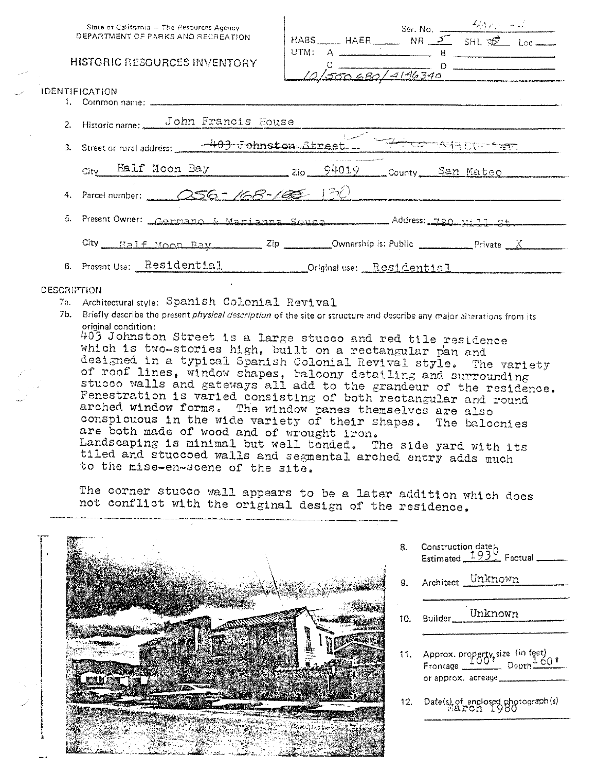State of California — The Resources Agency
DEPARTMENT OF PARKS AND RECREATION

# HISTORIC RESOURCES INVENTORY

Ser. No. 4077-4
HABS ____ HAER ____ NR 5 SHL ____ Loc ____
UTM: A ____ B ____
C ____ D ____
10/550680/4146340

## IDENTIFICATION

1. Common name: ____
2. Historic name: John Francis House
3. Street or rural address: ~~403 Johnston Street~~ 780 Mill St.
   City Half Moon Bay Zip 94019 County San Mateo
4. Parcel number: 056-168-~~100~~ 130
5. Present Owner: Germano & Marianna Sousa Address: 780 Mill St.
   City Half Moon Bay Zip ____ Ownership is: Public ____ Private X
6. Present Use: Residential Original use: Residential

## DESCRIPTION

7a. Architectural style: Spanish Colonial Revival

7b. Briefly describe the present *physical description* of the site or structure and describe any major alterations from its original condition:

403 Johnston Street is a large stucco and red tile residence which is two-stories high, built on a rectangular pan and designed in a typical Spanish Colonial Revival style. The variety of roof lines, window shapes, balcony detailing and surrounding stucco walls and gateways all add to the grandeur of the residence. Fenestration is varied consisting of both rectangular and round arched window forms. The window panes themselves are also conspicuous in the wide variety of their shapes. The balconies are both made of wood and of wrought iron.
Landscaping is minimal but well tended. The side yard with its tiled and stuccoed walls and segmental arched entry adds much to the mise-en-scene of the site.

The corner stucco wall appears to be a later addition which does not conflict with the original design of the residence.

8. Construction date: Estimated 1930 Factual ____
9. Architect Unknown
10. Builder Unknown
11. Approx. property size (in feet) Frontage 100' Depth 160' or approx. acreage ____
12. Date(s) of enclosed photograph(s) March 1980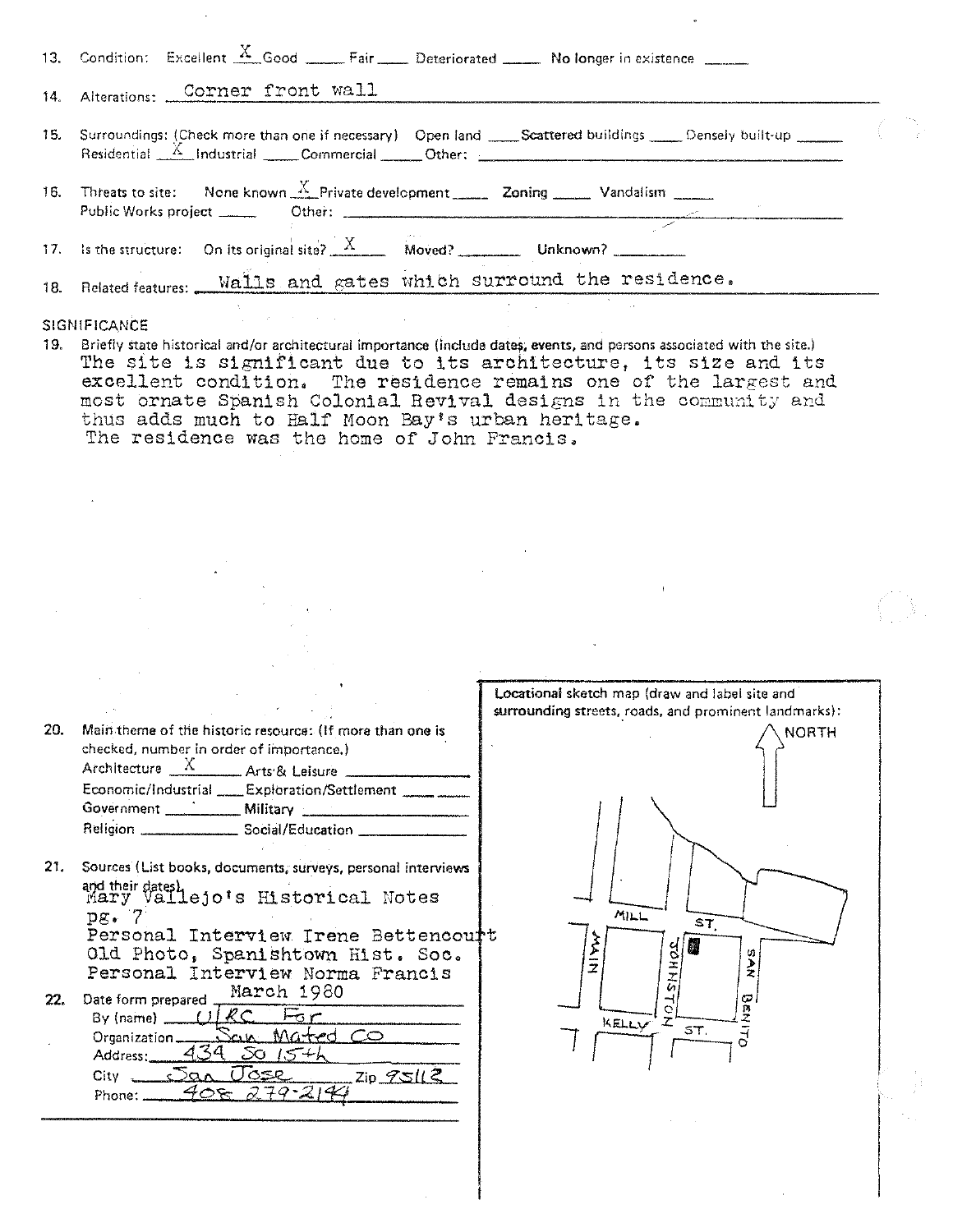13. Condition: Excellent X Good ____ Fair ____ Deteriorated ____ No longer in existence ____

14. Alterations: Corner front wall

15. Surroundings: (Check more than one if necessary) Open land ____ Scattered buildings ____ Densely built-up ____
Residential X Industrial ____ Commercial ____ Other: ____

16. Threats to site: None known X Private development ____ Zoning ____ Vandalism ____
Public Works project ____ Other: ____

17. Is the structure: On its original site? X Moved? ____ Unknown? ____

18. Related features: Walls and gates which surround the residence.

SIGNIFICANCE

19. Briefly state historical and/or architectural importance (include dates, events, and persons associated with the site.)
The site is significant due to its architecture, its size and its excellent condition. The residence remains one of the largest and most ornate Spanish Colonial Revival designs in the community and thus adds much to Half Moon Bay's urban heritage.
The residence was the home of John Francis.

20. Main theme of the historic resource: (If more than one is checked, number in order of importance.)
Architecture X Arts & Leisure ____
Economic/Industrial ____ Exploration/Settlement ____
Government ____ Military ____
Religion ____ Social/Education ____

21. Sources (List books, documents, surveys, personal interviews and their dates).
Mary Vallejo's Historical Notes pg. 7
Personal Interview Irene Bettencourt
Old Photo, Spanishtown Hist. Soc.
Personal Interview Norma Francis

22. Date form prepared March 1980
By (name) URC For
Organization San Mateo CO
Address: 434 So 15th
City San Jose Zip 95112
Phone: 408 279-2144

Locational sketch map (draw and label site and surrounding streets, roads, and prominent landmarks):

NORTH

MILL ST.
MAIN
JOHNSTON
SAN BENITO
KELLY ST.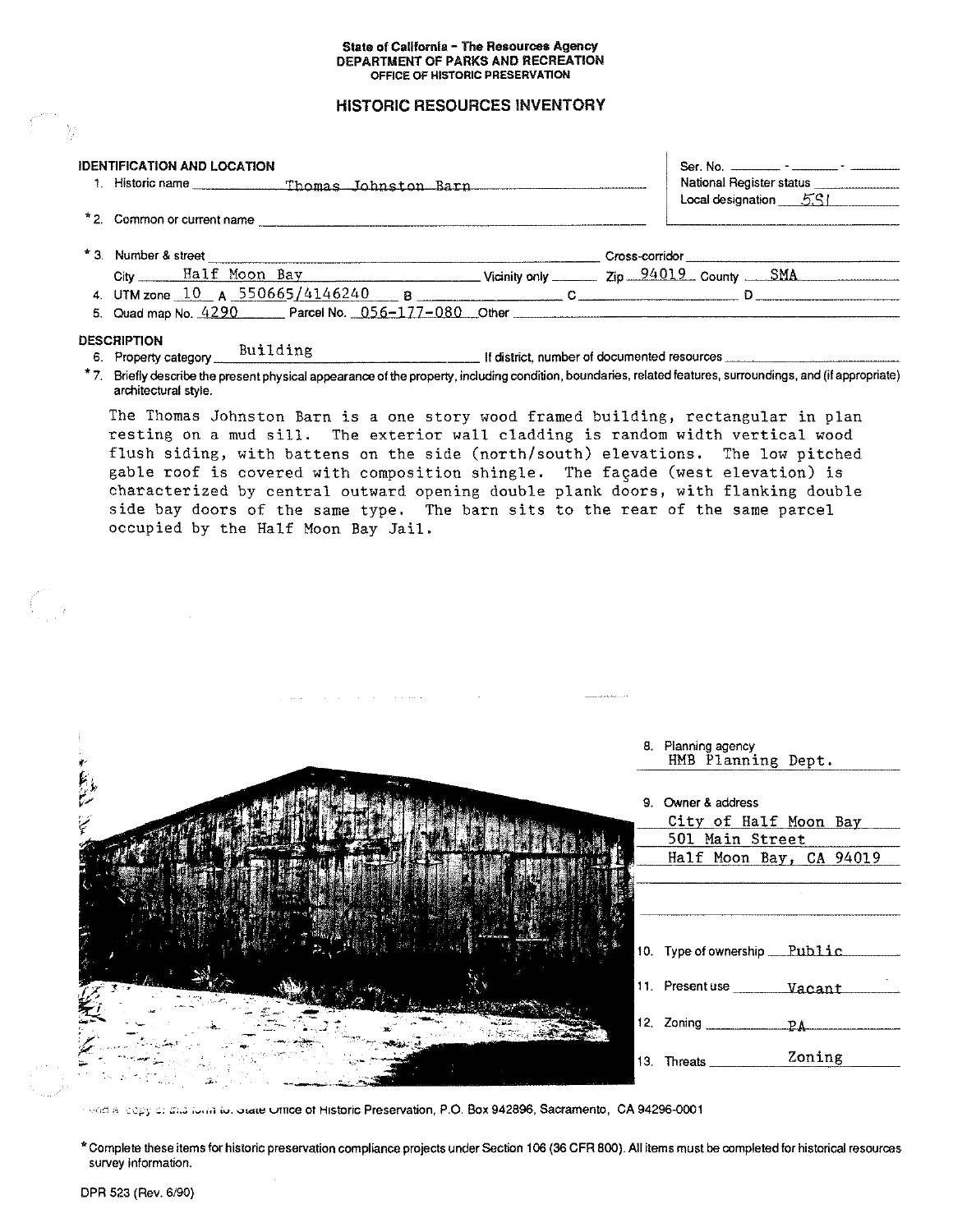State of California – The Resources Agency
DEPARTMENT OF PARKS AND RECREATION
OFFICE OF HISTORIC PRESERVATION

# HISTORIC RESOURCES INVENTORY

Ser. No. ______ - ______ - ______
National Register status ______
Local designation 5S1

## IDENTIFICATION AND LOCATION

1. Historic name Thomas Johnston Barn
*2. Common or current name ______
*3. Number & street ______ Cross-corridor ______
   City Half Moon Bay Vicinity only ______ Zip 94019 County SMA
4. UTM zone 10 A 550665/4146240 B ______ C ______ D ______
5. Quad map No. 4290 Parcel No. 056-177-080 Other ______

## DESCRIPTION

6. Property category Building If district, number of documented resources ______
*7. Briefly describe the present physical appearance of the property, including condition, boundaries, related features, surroundings, and (if appropriate) architectural style.

The Thomas Johnston Barn is a one story wood framed building, rectangular in plan resting on a mud sill. The exterior wall cladding is random width vertical wood flush siding, with battens on the side (north/south) elevations. The low pitched gable roof is covered with composition shingle. The façade (west elevation) is characterized by central outward opening double plank doors, with flanking double side bay doors of the same type. The barn sits to the rear of the same parcel occupied by the Half Moon Bay Jail.

8. Planning agency HMB Planning Dept.
9. Owner & address City of Half Moon Bay, 501 Main Street, Half Moon Bay, CA 94019
10. Type of ownership Public
11. Present use Vacant
12. Zoning PA
13. Threats Zoning

Send a copy of this form to: State Office of Historic Preservation, P.O. Box 942896, Sacramento, CA 94296-0001

*Complete these items for historic preservation compliance projects under Section 106 (36 CFR 800). All items must be completed for historical resources survey information.

DPR 523 (Rev. 6/90)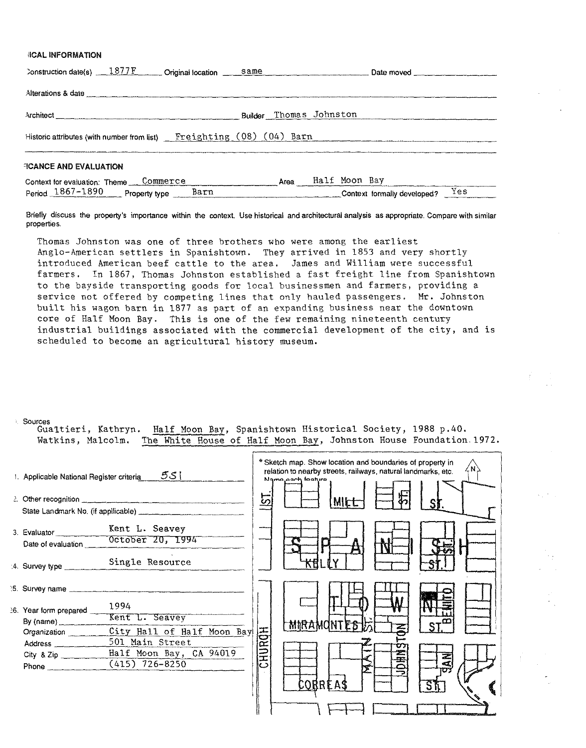### ICAL INFORMATION

Construction date(s) 1877F Original location same Date moved

Alterations & date

Architect Builder Thomas Johnston

Historic attributes (with number from list) Freighting (08) (04) Barn

### ICANCE AND EVALUATION

Context for evaluation: Theme Commerce Area Half Moon Bay

Period 1867-1890 Property type Barn Context formally developed? Yes

Briefly discuss the property's importance within the context. Use historical and architectural analysis as appropriate. Compare with similar properties.

Thomas Johnston was one of three brothers who were among the earliest Anglo-American settlers in Spanishtown. They arrived in 1853 and very shortly introduced American beef cattle to the area. James and William were successful farmers. In 1867, Thomas Johnston established a fast freight line from Spanishtown to the bayside transporting goods for local businessmen and farmers, providing a service not offered by competing lines that only hauled passengers. Mr. Johnston built his wagon barn in 1877 as part of an expanding business near the downtown core of Half Moon Bay. This is one of the few remaining nineteenth century industrial buildings associated with the commercial development of the city, and is scheduled to become an agricultural history museum.

Sources

Gualtieri, Kathryn. Half Moon Bay, Spanishtown Historical Society, 1988 p.40.
Watkins, Malcolm. The White House of Half Moon Bay, Johnston House Foundation. 1972.

1. Applicable National Register criteria 5S1
2. Other recognition
   State Landmark No. (if applicable)
3. Evaluator Kent L. Seavey
   Date of evaluation October 20, 1994
4. Survey type Single Resource
5. Survey name
6. Year form prepared 1994
   By (name) Kent L. Seavey
   Organization City Hall of Half Moon Bay
   Address 501 Main Street
   City & Zip Half Moon Bay, CA 94019
   Phone (415) 726-8250

\* Sketch map. Show location and boundaries of property in relation to nearby streets, railways, natural landmarks, etc. Name each feature.

N

MILL ST.
KELLY ST.
MIRAMONTES ST.
CORREAS ST.
CHURCH ST.
MAIN ST.
JOHNSTON
SAN BENITO ST.
SPANISH TOWN